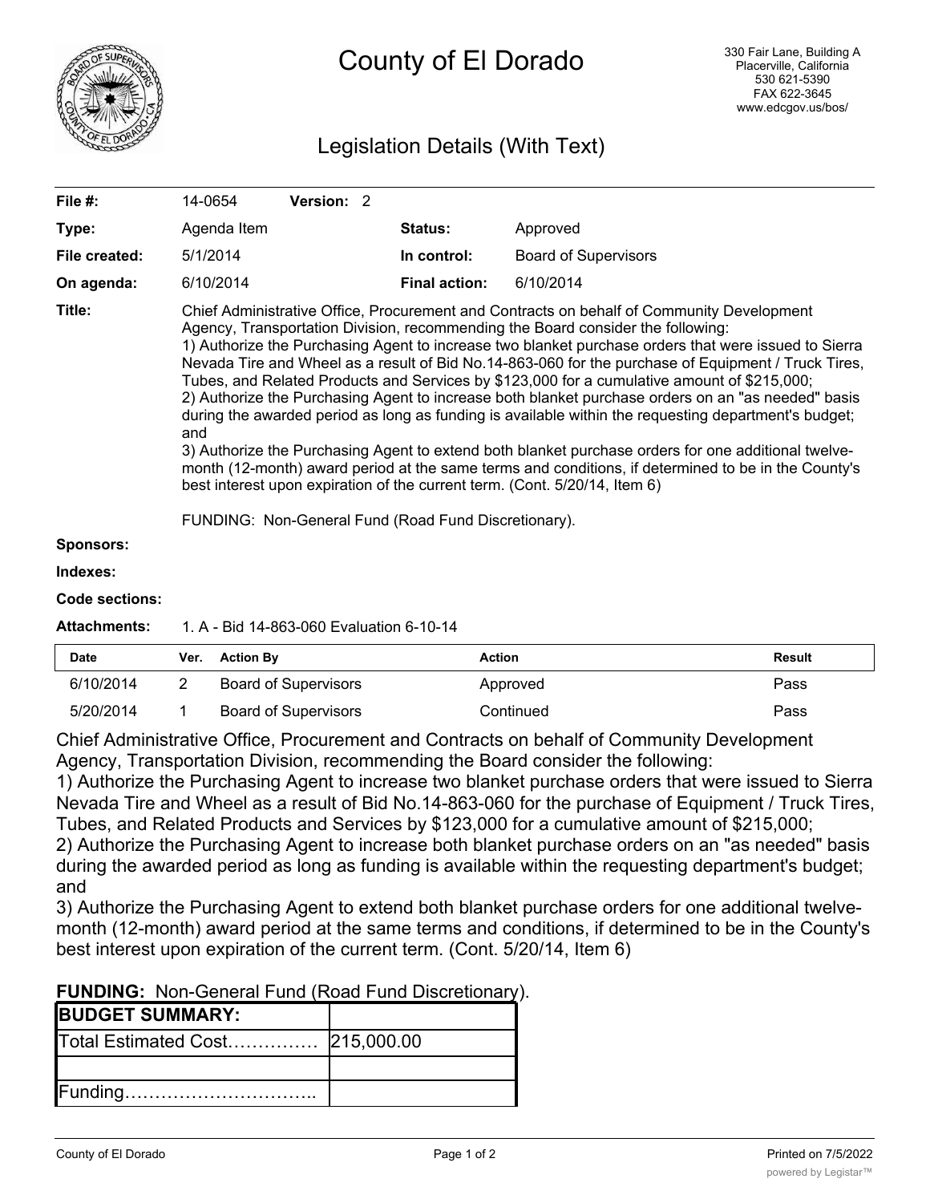# County of El Dorado

330 Fair Lane, Building A
Placerville, California
530 621-5390
FAX 622-3645
www.edcgov.us/bos/

## Legislation Details (With Text)

| | | | | |
|---|---|---|---|---|
| **File #:** | 14-0654 | **Version:** 2 | | |
| **Type:** | Agenda Item | | **Status:** | Approved |
| **File created:** | 5/1/2014 | | **In control:** | Board of Supervisors |
| **On agenda:** | 6/10/2014 | | **Final action:** | 6/10/2014 |

**Title:** Chief Administrative Office, Procurement and Contracts on behalf of Community Development Agency, Transportation Division, recommending the Board consider the following:
1) Authorize the Purchasing Agent to increase two blanket purchase orders that were issued to Sierra Nevada Tire and Wheel as a result of Bid No.14-863-060 for the purchase of Equipment / Truck Tires, Tubes, and Related Products and Services by $123,000 for a cumulative amount of $215,000;
2) Authorize the Purchasing Agent to increase both blanket purchase orders on an "as needed" basis during the awarded period as long as funding is available within the requesting department's budget; and
3) Authorize the Purchasing Agent to extend both blanket purchase orders for one additional twelve-month (12-month) award period at the same terms and conditions, if determined to be in the County's best interest upon expiration of the current term. (Cont. 5/20/14, Item 6)

FUNDING: Non-General Fund (Road Fund Discretionary).

**Sponsors:**

**Indexes:**

**Code sections:**

**Attachments:** 1. A - Bid 14-863-060 Evaluation 6-10-14

| Date | Ver. | Action By | Action | Result |
|---|---|---|---|---|
| 6/10/2014 | 2 | Board of Supervisors | Approved | Pass |
| 5/20/2014 | 1 | Board of Supervisors | Continued | Pass |

Chief Administrative Office, Procurement and Contracts on behalf of Community Development Agency, Transportation Division, recommending the Board consider the following:
1) Authorize the Purchasing Agent to increase two blanket purchase orders that were issued to Sierra Nevada Tire and Wheel as a result of Bid No.14-863-060 for the purchase of Equipment / Truck Tires, Tubes, and Related Products and Services by $123,000 for a cumulative amount of $215,000;
2) Authorize the Purchasing Agent to increase both blanket purchase orders on an "as needed" basis during the awarded period as long as funding is available within the requesting department's budget; and
3) Authorize the Purchasing Agent to extend both blanket purchase orders for one additional twelve-month (12-month) award period at the same terms and conditions, if determined to be in the County's best interest upon expiration of the current term. (Cont. 5/20/14, Item 6)

**FUNDING:** Non-General Fund (Road Fund Discretionary).

| **BUDGET SUMMARY:** | |
|---|---|
| Total Estimated Cost…………… | 215,000.00 |
| | |
| Funding………………………….. | |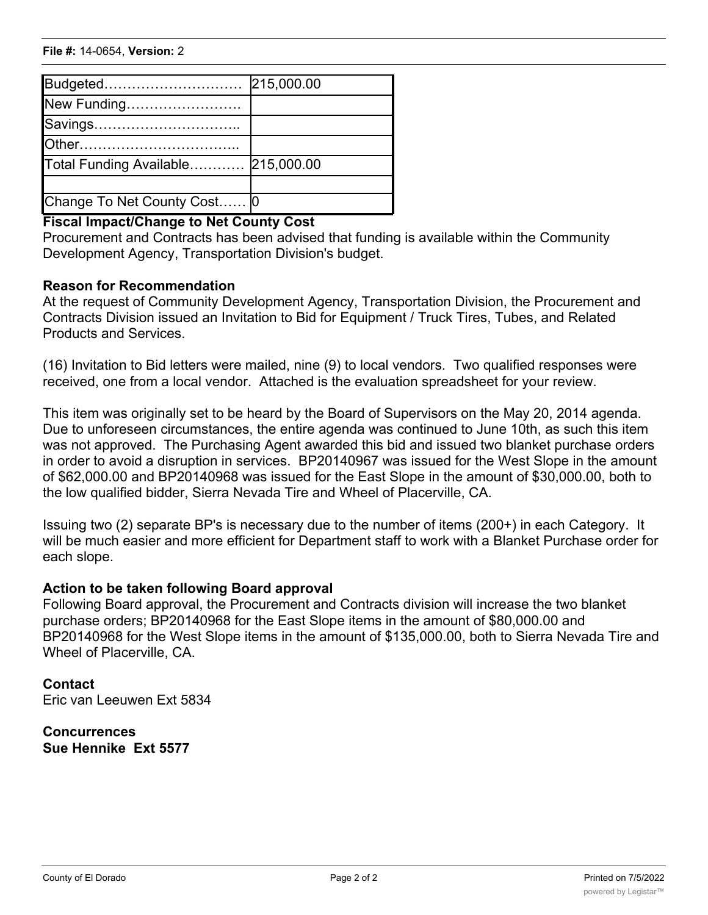| | |
|---|---|
| Budgeted………………………… | 215,000.00 |
| New Funding……………………. | |
| Savings………………………….. | |
| Other…………………………….. | |
| Total Funding Available………… | 215,000.00 |
| | |
| Change To Net County Cost…… | 0 |

**Fiscal Impact/Change to Net County Cost**

Procurement and Contracts has been advised that funding is available within the Community Development Agency, Transportation Division's budget.

**Reason for Recommendation**

At the request of Community Development Agency, Transportation Division, the Procurement and Contracts Division issued an Invitation to Bid for Equipment / Truck Tires, Tubes, and Related Products and Services.

(16) Invitation to Bid letters were mailed, nine (9) to local vendors. Two qualified responses were received, one from a local vendor. Attached is the evaluation spreadsheet for your review.

This item was originally set to be heard by the Board of Supervisors on the May 20, 2014 agenda. Due to unforeseen circumstances, the entire agenda was continued to June 10th, as such this item was not approved. The Purchasing Agent awarded this bid and issued two blanket purchase orders in order to avoid a disruption in services. BP20140967 was issued for the West Slope in the amount of $62,000.00 and BP20140968 was issued for the East Slope in the amount of $30,000.00, both to the low qualified bidder, Sierra Nevada Tire and Wheel of Placerville, CA.

Issuing two (2) separate BP's is necessary due to the number of items (200+) in each Category. It will be much easier and more efficient for Department staff to work with a Blanket Purchase order for each slope.

**Action to be taken following Board approval**

Following Board approval, the Procurement and Contracts division will increase the two blanket purchase orders; BP20140968 for the East Slope items in the amount of $80,000.00 and BP20140968 for the West Slope items in the amount of $135,000.00, both to Sierra Nevada Tire and Wheel of Placerville, CA.

**Contact**

Eric van Leeuwen Ext 5834

**Concurrences**

**Sue Hennike Ext 5577**